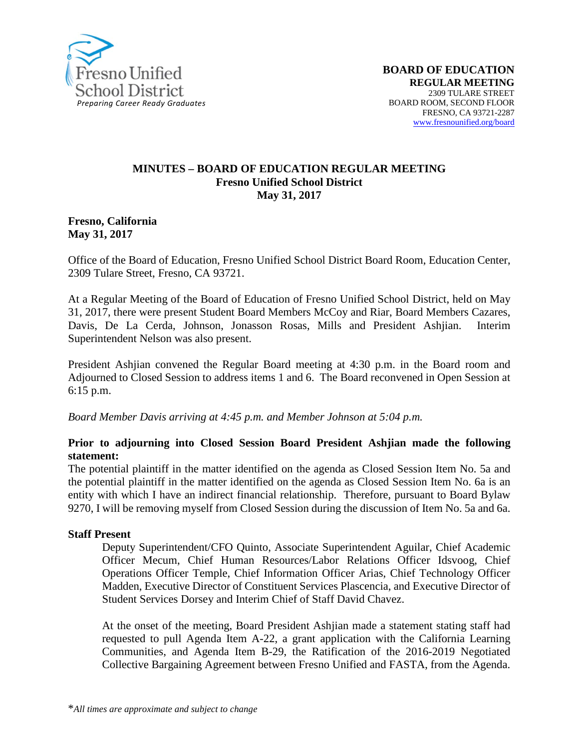Fresno Unified School District
*Preparing Career Ready Graduates*

**BOARD OF EDUCATION**
**REGULAR MEETING**
2309 TULARE STREET
BOARD ROOM, SECOND FLOOR
FRESNO, CA 93721-2287
www.fresnounified.org/board

# MINUTES – BOARD OF EDUCATION REGULAR MEETING
## Fresno Unified School District
## May 31, 2017

**Fresno, California**
**May 31, 2017**

Office of the Board of Education, Fresno Unified School District Board Room, Education Center, 2309 Tulare Street, Fresno, CA 93721.

At a Regular Meeting of the Board of Education of Fresno Unified School District, held on May 31, 2017, there were present Student Board Members McCoy and Riar, Board Members Cazares, Davis, De La Cerda, Johnson, Jonasson Rosas, Mills and President Ashjian. Interim Superintendent Nelson was also present.

President Ashjian convened the Regular Board meeting at 4:30 p.m. in the Board room and Adjourned to Closed Session to address items 1 and 6. The Board reconvened in Open Session at 6:15 p.m.

*Board Member Davis arriving at 4:45 p.m. and Member Johnson at 5:04 p.m.*

**Prior to adjourning into Closed Session Board President Ashjian made the following statement:**
The potential plaintiff in the matter identified on the agenda as Closed Session Item No. 5a and the potential plaintiff in the matter identified on the agenda as Closed Session Item No. 6a is an entity with which I have an indirect financial relationship. Therefore, pursuant to Board Bylaw 9270, I will be removing myself from Closed Session during the discussion of Item No. 5a and 6a.

**Staff Present**

Deputy Superintendent/CFO Quinto, Associate Superintendent Aguilar, Chief Academic Officer Mecum, Chief Human Resources/Labor Relations Officer Idsvoog, Chief Operations Officer Temple, Chief Information Officer Arias, Chief Technology Officer Madden, Executive Director of Constituent Services Plascencia, and Executive Director of Student Services Dorsey and Interim Chief of Staff David Chavez.

At the onset of the meeting, Board President Ashjian made a statement stating staff had requested to pull Agenda Item A-22, a grant application with the California Learning Communities, and Agenda Item B-29, the Ratification of the 2016-2019 Negotiated Collective Bargaining Agreement between Fresno Unified and FASTA, from the Agenda.

*\*All times are approximate and subject to change*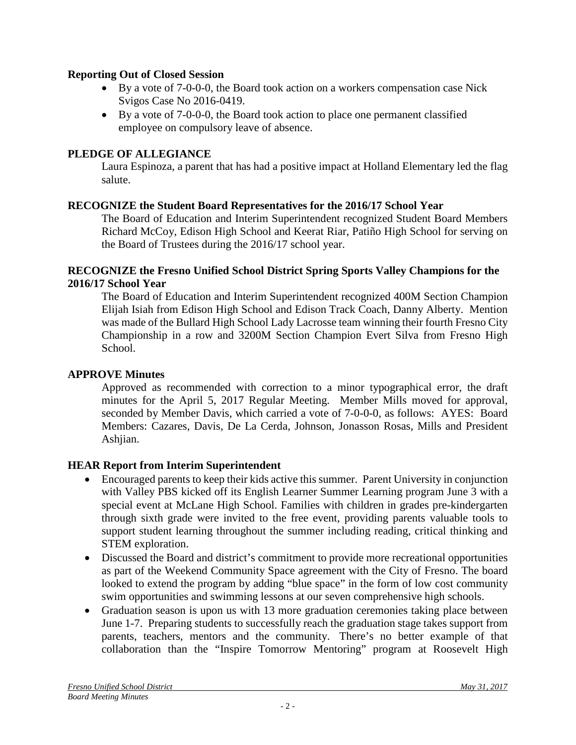**Reporting Out of Closed Session**

- By a vote of 7-0-0-0, the Board took action on a workers compensation case Nick Svigos Case No 2016-0419.
- By a vote of 7-0-0-0, the Board took action to place one permanent classified employee on compulsory leave of absence.

**PLEDGE OF ALLEGIANCE**

Laura Espinoza, a parent that has had a positive impact at Holland Elementary led the flag salute.

**RECOGNIZE the Student Board Representatives for the 2016/17 School Year**

The Board of Education and Interim Superintendent recognized Student Board Members Richard McCoy, Edison High School and Keerat Riar, Patiño High School for serving on the Board of Trustees during the 2016/17 school year.

**RECOGNIZE the Fresno Unified School District Spring Sports Valley Champions for the 2016/17 School Year**

The Board of Education and Interim Superintendent recognized 400M Section Champion Elijah Isiah from Edison High School and Edison Track Coach, Danny Alberty. Mention was made of the Bullard High School Lady Lacrosse team winning their fourth Fresno City Championship in a row and 3200M Section Champion Evert Silva from Fresno High School.

**APPROVE Minutes**

Approved as recommended with correction to a minor typographical error, the draft minutes for the April 5, 2017 Regular Meeting. Member Mills moved for approval, seconded by Member Davis, which carried a vote of 7-0-0-0, as follows: AYES: Board Members: Cazares, Davis, De La Cerda, Johnson, Jonasson Rosas, Mills and President Ashjian.

**HEAR Report from Interim Superintendent**

- Encouraged parents to keep their kids active this summer. Parent University in conjunction with Valley PBS kicked off its English Learner Summer Learning program June 3 with a special event at McLane High School. Families with children in grades pre-kindergarten through sixth grade were invited to the free event, providing parents valuable tools to support student learning throughout the summer including reading, critical thinking and STEM exploration.
- Discussed the Board and district's commitment to provide more recreational opportunities as part of the Weekend Community Space agreement with the City of Fresno. The board looked to extend the program by adding "blue space" in the form of low cost community swim opportunities and swimming lessons at our seven comprehensive high schools.
- Graduation season is upon us with 13 more graduation ceremonies taking place between June 1-7. Preparing students to successfully reach the graduation stage takes support from parents, teachers, mentors and the community. There's no better example of that collaboration than the "Inspire Tomorrow Mentoring" program at Roosevelt High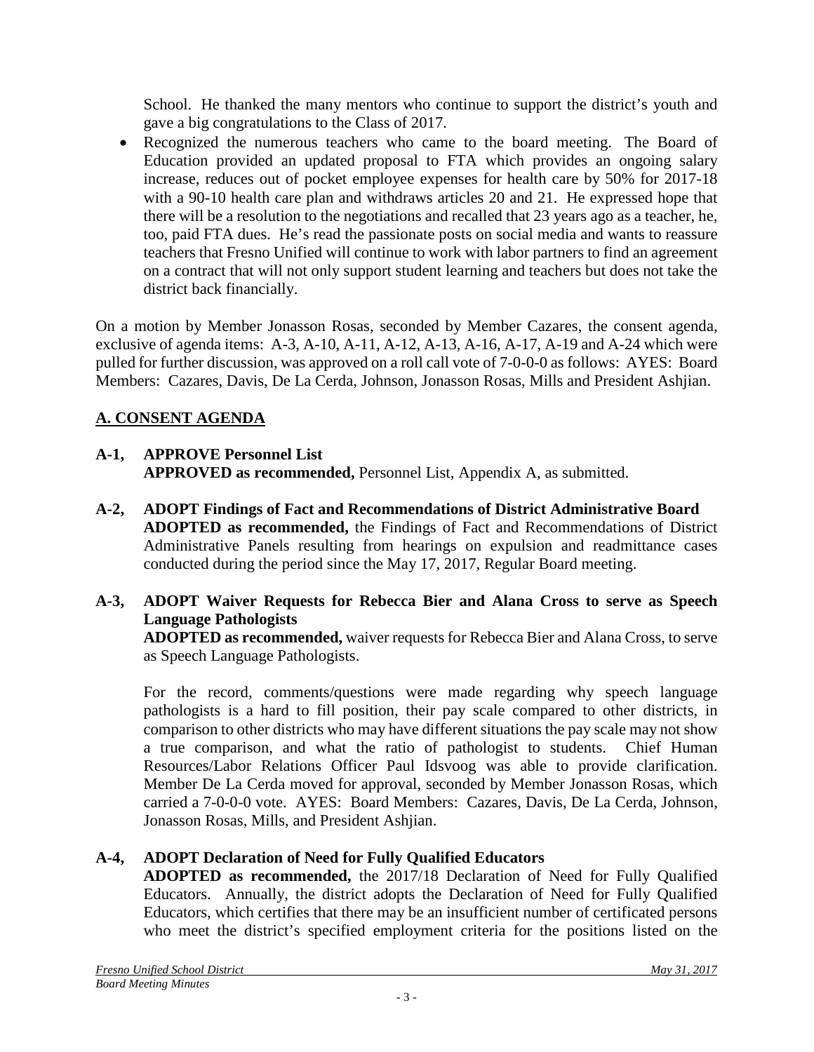School. He thanked the many mentors who continue to support the district's youth and gave a big congratulations to the Class of 2017.

- Recognized the numerous teachers who came to the board meeting. The Board of Education provided an updated proposal to FTA which provides an ongoing salary increase, reduces out of pocket employee expenses for health care by 50% for 2017-18 with a 90-10 health care plan and withdraws articles 20 and 21. He expressed hope that there will be a resolution to the negotiations and recalled that 23 years ago as a teacher, he, too, paid FTA dues. He's read the passionate posts on social media and wants to reassure teachers that Fresno Unified will continue to work with labor partners to find an agreement on a contract that will not only support student learning and teachers but does not take the district back financially.

On a motion by Member Jonasson Rosas, seconded by Member Cazares, the consent agenda, exclusive of agenda items: A-3, A-10, A-11, A-12, A-13, A-16, A-17, A-19 and A-24 which were pulled for further discussion, was approved on a roll call vote of 7-0-0-0 as follows: AYES: Board Members: Cazares, Davis, De La Cerda, Johnson, Jonasson Rosas, Mills and President Ashjian.

## A. CONSENT AGENDA

**A-1, APPROVE Personnel List**
**APPROVED as recommended,** Personnel List, Appendix A, as submitted.

**A-2, ADOPT Findings of Fact and Recommendations of District Administrative Board**
**ADOPTED as recommended,** the Findings of Fact and Recommendations of District Administrative Panels resulting from hearings on expulsion and readmittance cases conducted during the period since the May 17, 2017, Regular Board meeting.

**A-3, ADOPT Waiver Requests for Rebecca Bier and Alana Cross to serve as Speech Language Pathologists**
**ADOPTED as recommended,** waiver requests for Rebecca Bier and Alana Cross, to serve as Speech Language Pathologists.

For the record, comments/questions were made regarding why speech language pathologists is a hard to fill position, their pay scale compared to other districts, in comparison to other districts who may have different situations the pay scale may not show a true comparison, and what the ratio of pathologist to students. Chief Human Resources/Labor Relations Officer Paul Idsvoog was able to provide clarification. Member De La Cerda moved for approval, seconded by Member Jonasson Rosas, which carried a 7-0-0-0 vote. AYES: Board Members: Cazares, Davis, De La Cerda, Johnson, Jonasson Rosas, Mills, and President Ashjian.

**A-4, ADOPT Declaration of Need for Fully Qualified Educators**
**ADOPTED as recommended,** the 2017/18 Declaration of Need for Fully Qualified Educators. Annually, the district adopts the Declaration of Need for Fully Qualified Educators, which certifies that there may be an insufficient number of certificated persons who meet the district's specified employment criteria for the positions listed on the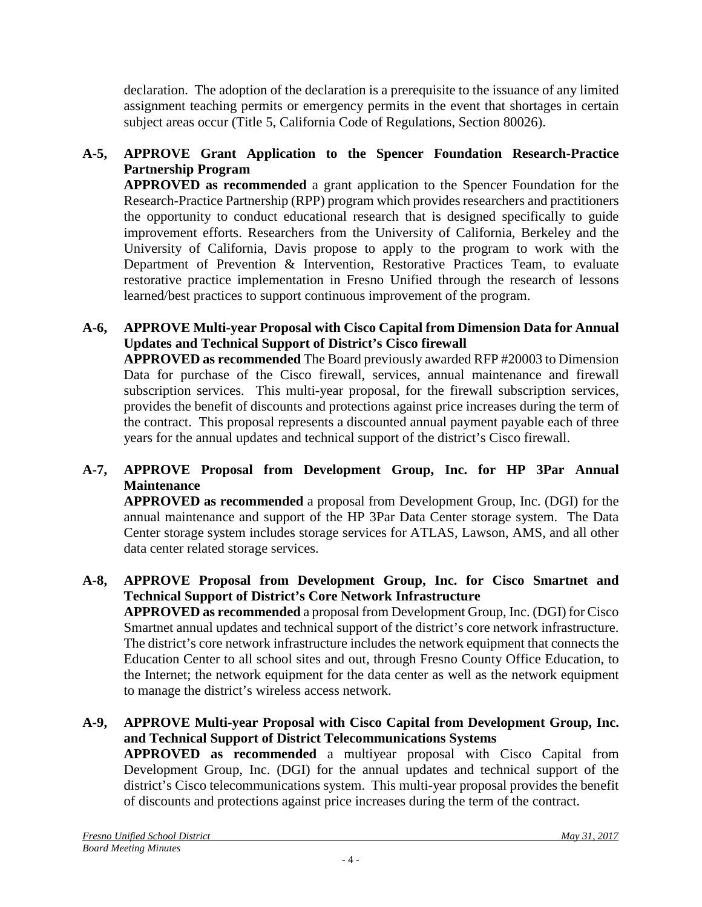declaration. The adoption of the declaration is a prerequisite to the issuance of any limited assignment teaching permits or emergency permits in the event that shortages in certain subject areas occur (Title 5, California Code of Regulations, Section 80026).

**A-5, APPROVE Grant Application to the Spencer Foundation Research-Practice Partnership Program**

**APPROVED as recommended** a grant application to the Spencer Foundation for the Research-Practice Partnership (RPP) program which provides researchers and practitioners the opportunity to conduct educational research that is designed specifically to guide improvement efforts. Researchers from the University of California, Berkeley and the University of California, Davis propose to apply to the program to work with the Department of Prevention & Intervention, Restorative Practices Team, to evaluate restorative practice implementation in Fresno Unified through the research of lessons learned/best practices to support continuous improvement of the program.

**A-6, APPROVE Multi-year Proposal with Cisco Capital from Dimension Data for Annual Updates and Technical Support of District's Cisco firewall**

**APPROVED as recommended** The Board previously awarded RFP #20003 to Dimension Data for purchase of the Cisco firewall, services, annual maintenance and firewall subscription services. This multi-year proposal, for the firewall subscription services, provides the benefit of discounts and protections against price increases during the term of the contract. This proposal represents a discounted annual payment payable each of three years for the annual updates and technical support of the district's Cisco firewall.

**A-7, APPROVE Proposal from Development Group, Inc. for HP 3Par Annual Maintenance**

**APPROVED as recommended** a proposal from Development Group, Inc. (DGI) for the annual maintenance and support of the HP 3Par Data Center storage system. The Data Center storage system includes storage services for ATLAS, Lawson, AMS, and all other data center related storage services.

**A-8, APPROVE Proposal from Development Group, Inc. for Cisco Smartnet and Technical Support of District's Core Network Infrastructure**

**APPROVED as recommended** a proposal from Development Group, Inc. (DGI) for Cisco Smartnet annual updates and technical support of the district's core network infrastructure. The district's core network infrastructure includes the network equipment that connects the Education Center to all school sites and out, through Fresno County Office Education, to the Internet; the network equipment for the data center as well as the network equipment to manage the district's wireless access network.

**A-9, APPROVE Multi-year Proposal with Cisco Capital from Development Group, Inc. and Technical Support of District Telecommunications Systems**

**APPROVED as recommended** a multiyear proposal with Cisco Capital from Development Group, Inc. (DGI) for the annual updates and technical support of the district's Cisco telecommunications system. This multi-year proposal provides the benefit of discounts and protections against price increases during the term of the contract.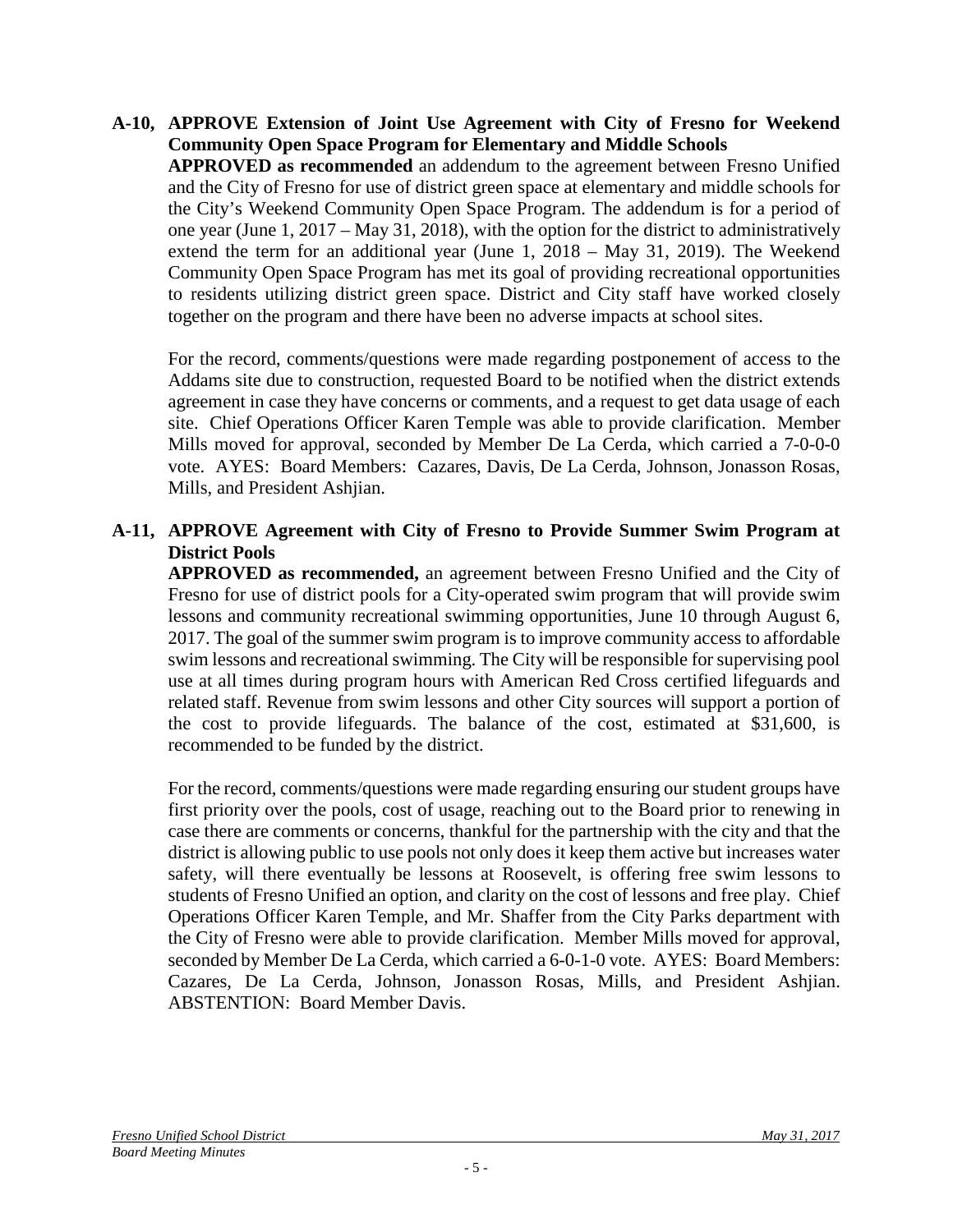**A-10, APPROVE Extension of Joint Use Agreement with City of Fresno for Weekend Community Open Space Program for Elementary and Middle Schools**

**APPROVED as recommended** an addendum to the agreement between Fresno Unified and the City of Fresno for use of district green space at elementary and middle schools for the City's Weekend Community Open Space Program. The addendum is for a period of one year (June 1, 2017 – May 31, 2018), with the option for the district to administratively extend the term for an additional year (June 1, 2018 – May 31, 2019). The Weekend Community Open Space Program has met its goal of providing recreational opportunities to residents utilizing district green space. District and City staff have worked closely together on the program and there have been no adverse impacts at school sites.

For the record, comments/questions were made regarding postponement of access to the Addams site due to construction, requested Board to be notified when the district extends agreement in case they have concerns or comments, and a request to get data usage of each site. Chief Operations Officer Karen Temple was able to provide clarification. Member Mills moved for approval, seconded by Member De La Cerda, which carried a 7-0-0-0 vote. AYES: Board Members: Cazares, Davis, De La Cerda, Johnson, Jonasson Rosas, Mills, and President Ashjian.

**A-11, APPROVE Agreement with City of Fresno to Provide Summer Swim Program at District Pools**

**APPROVED as recommended,** an agreement between Fresno Unified and the City of Fresno for use of district pools for a City-operated swim program that will provide swim lessons and community recreational swimming opportunities, June 10 through August 6, 2017. The goal of the summer swim program is to improve community access to affordable swim lessons and recreational swimming. The City will be responsible for supervising pool use at all times during program hours with American Red Cross certified lifeguards and related staff. Revenue from swim lessons and other City sources will support a portion of the cost to provide lifeguards. The balance of the cost, estimated at $31,600, is recommended to be funded by the district.

For the record, comments/questions were made regarding ensuring our student groups have first priority over the pools, cost of usage, reaching out to the Board prior to renewing in case there are comments or concerns, thankful for the partnership with the city and that the district is allowing public to use pools not only does it keep them active but increases water safety, will there eventually be lessons at Roosevelt, is offering free swim lessons to students of Fresno Unified an option, and clarity on the cost of lessons and free play. Chief Operations Officer Karen Temple, and Mr. Shaffer from the City Parks department with the City of Fresno were able to provide clarification. Member Mills moved for approval, seconded by Member De La Cerda, which carried a 6-0-1-0 vote. AYES: Board Members: Cazares, De La Cerda, Johnson, Jonasson Rosas, Mills, and President Ashjian. ABSTENTION: Board Member Davis.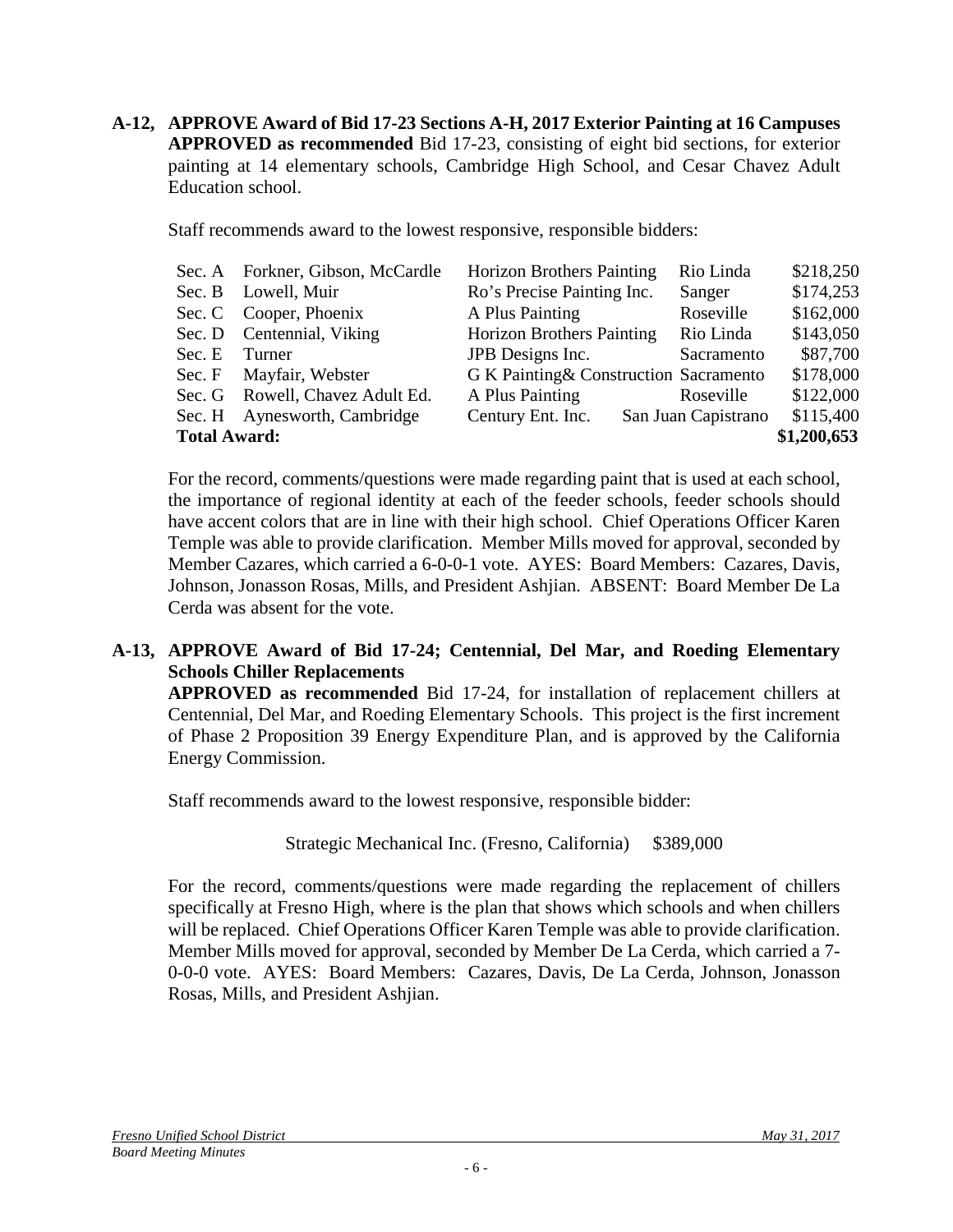**A-12, APPROVE Award of Bid 17-23 Sections A-H, 2017 Exterior Painting at 16 Campuses**
**APPROVED as recommended** Bid 17-23, consisting of eight bid sections, for exterior painting at 14 elementary schools, Cambridge High School, and Cesar Chavez Adult Education school.

Staff recommends award to the lowest responsive, responsible bidders:

| | | | | |
|---|---|---|---|---|
| Sec. A | Forkner, Gibson, McCardle | Horizon Brothers Painting | Rio Linda | \$218,250 |
| Sec. B | Lowell, Muir | Ro's Precise Painting Inc. | Sanger | \$174,253 |
| Sec. C | Cooper, Phoenix | A Plus Painting | Roseville | \$162,000 |
| Sec. D | Centennial, Viking | Horizon Brothers Painting | Rio Linda | \$143,050 |
| Sec. E | Turner | JPB Designs Inc. | Sacramento | \$87,700 |
| Sec. F | Mayfair, Webster | G K Painting& Construction | Sacramento | \$178,000 |
| Sec. G | Rowell, Chavez Adult Ed. | A Plus Painting | Roseville | \$122,000 |
| Sec. H | Aynesworth, Cambridge | Century Ent. Inc. | San Juan Capistrano | \$115,400 |
| **Total Award:** | | | | **\$1,200,653** |

For the record, comments/questions were made regarding paint that is used at each school, the importance of regional identity at each of the feeder schools, feeder schools should have accent colors that are in line with their high school. Chief Operations Officer Karen Temple was able to provide clarification. Member Mills moved for approval, seconded by Member Cazares, which carried a 6-0-0-1 vote. AYES: Board Members: Cazares, Davis, Johnson, Jonasson Rosas, Mills, and President Ashjian. ABSENT: Board Member De La Cerda was absent for the vote.

**A-13, APPROVE Award of Bid 17-24; Centennial, Del Mar, and Roeding Elementary Schools Chiller Replacements**
**APPROVED as recommended** Bid 17-24, for installation of replacement chillers at Centennial, Del Mar, and Roeding Elementary Schools. This project is the first increment of Phase 2 Proposition 39 Energy Expenditure Plan, and is approved by the California Energy Commission.

Staff recommends award to the lowest responsive, responsible bidder:

Strategic Mechanical Inc. (Fresno, California) \$389,000

For the record, comments/questions were made regarding the replacement of chillers specifically at Fresno High, where is the plan that shows which schools and when chillers will be replaced. Chief Operations Officer Karen Temple was able to provide clarification. Member Mills moved for approval, seconded by Member De La Cerda, which carried a 7-0-0-0 vote. AYES: Board Members: Cazares, Davis, De La Cerda, Johnson, Jonasson Rosas, Mills, and President Ashjian.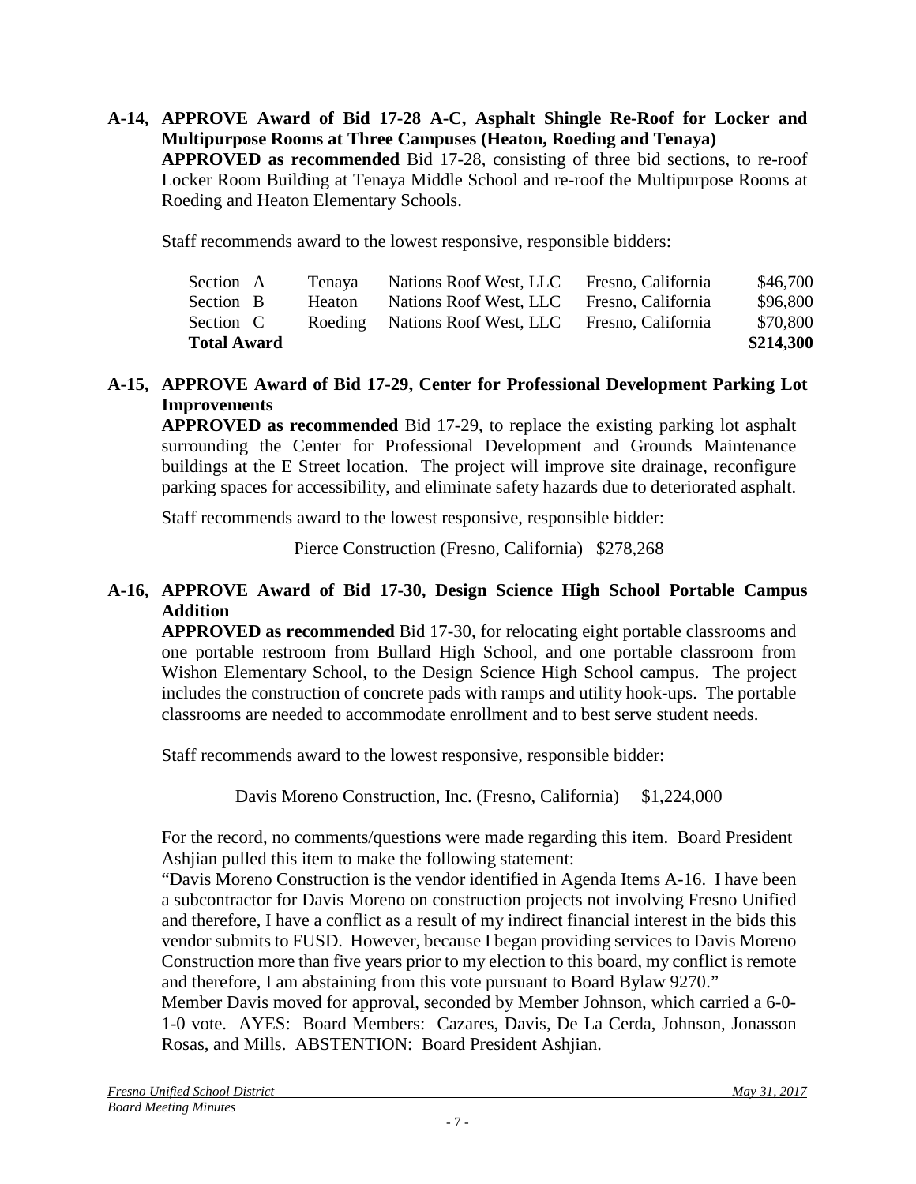**A-14, APPROVE Award of Bid 17-28 A-C, Asphalt Shingle Re-Roof for Locker and Multipurpose Rooms at Three Campuses (Heaton, Roeding and Tenaya)**

**APPROVED as recommended** Bid 17-28, consisting of three bid sections, to re-roof Locker Room Building at Tenaya Middle School and re-roof the Multipurpose Rooms at Roeding and Heaton Elementary Schools.

Staff recommends award to the lowest responsive, responsible bidders:

| | | | | |
|---|---|---|---|---|
| Section A | Tenaya | Nations Roof West, LLC | Fresno, California | $46,700 |
| Section B | Heaton | Nations Roof West, LLC | Fresno, California | $96,800 |
| Section C | Roeding | Nations Roof West, LLC | Fresno, California | $70,800 |
| **Total Award** | | | | **$214,300** |

**A-15, APPROVE Award of Bid 17-29, Center for Professional Development Parking Lot Improvements**

**APPROVED as recommended** Bid 17-29, to replace the existing parking lot asphalt surrounding the Center for Professional Development and Grounds Maintenance buildings at the E Street location. The project will improve site drainage, reconfigure parking spaces for accessibility, and eliminate safety hazards due to deteriorated asphalt.

Staff recommends award to the lowest responsive, responsible bidder:

Pierce Construction (Fresno, California) $278,268

**A-16, APPROVE Award of Bid 17-30, Design Science High School Portable Campus Addition**

**APPROVED as recommended** Bid 17-30, for relocating eight portable classrooms and one portable restroom from Bullard High School, and one portable classroom from Wishon Elementary School, to the Design Science High School campus. The project includes the construction of concrete pads with ramps and utility hook-ups. The portable classrooms are needed to accommodate enrollment and to best serve student needs.

Staff recommends award to the lowest responsive, responsible bidder:

Davis Moreno Construction, Inc. (Fresno, California) $1,224,000

For the record, no comments/questions were made regarding this item. Board President Ashjian pulled this item to make the following statement:

"Davis Moreno Construction is the vendor identified in Agenda Items A-16. I have been a subcontractor for Davis Moreno on construction projects not involving Fresno Unified and therefore, I have a conflict as a result of my indirect financial interest in the bids this vendor submits to FUSD. However, because I began providing services to Davis Moreno Construction more than five years prior to my election to this board, my conflict is remote and therefore, I am abstaining from this vote pursuant to Board Bylaw 9270."

Member Davis moved for approval, seconded by Member Johnson, which carried a 6-0-1-0 vote. AYES: Board Members: Cazares, Davis, De La Cerda, Johnson, Jonasson Rosas, and Mills. ABSTENTION: Board President Ashjian.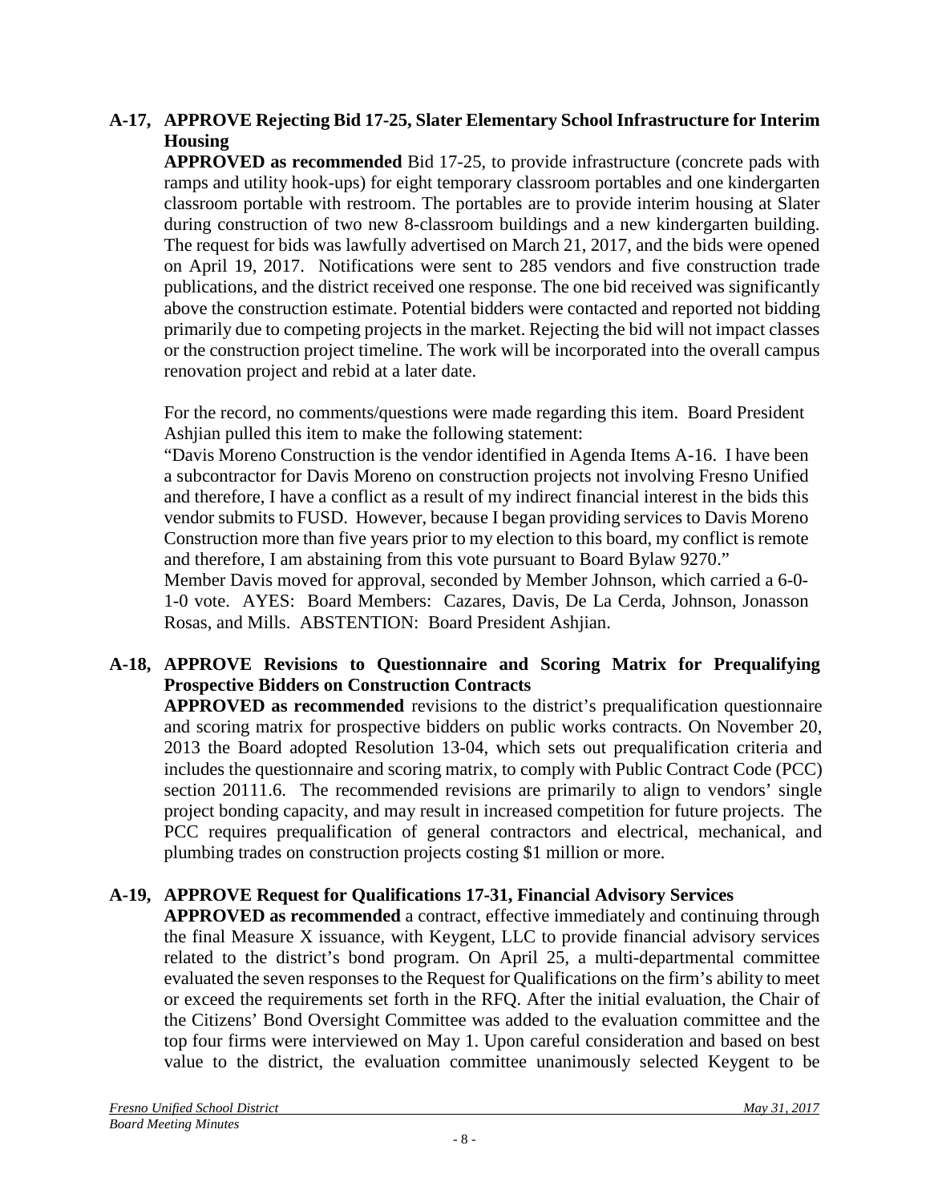**A-17, APPROVE Rejecting Bid 17-25, Slater Elementary School Infrastructure for Interim Housing**

**APPROVED as recommended** Bid 17-25, to provide infrastructure (concrete pads with ramps and utility hook-ups) for eight temporary classroom portables and one kindergarten classroom portable with restroom. The portables are to provide interim housing at Slater during construction of two new 8-classroom buildings and a new kindergarten building. The request for bids was lawfully advertised on March 21, 2017, and the bids were opened on April 19, 2017. Notifications were sent to 285 vendors and five construction trade publications, and the district received one response. The one bid received was significantly above the construction estimate. Potential bidders were contacted and reported not bidding primarily due to competing projects in the market. Rejecting the bid will not impact classes or the construction project timeline. The work will be incorporated into the overall campus renovation project and rebid at a later date.

For the record, no comments/questions were made regarding this item. Board President Ashjian pulled this item to make the following statement:

"Davis Moreno Construction is the vendor identified in Agenda Items A-16. I have been a subcontractor for Davis Moreno on construction projects not involving Fresno Unified and therefore, I have a conflict as a result of my indirect financial interest in the bids this vendor submits to FUSD. However, because I began providing services to Davis Moreno Construction more than five years prior to my election to this board, my conflict is remote and therefore, I am abstaining from this vote pursuant to Board Bylaw 9270."

Member Davis moved for approval, seconded by Member Johnson, which carried a 6-0-1-0 vote. AYES: Board Members: Cazares, Davis, De La Cerda, Johnson, Jonasson Rosas, and Mills. ABSTENTION: Board President Ashjian.

**A-18, APPROVE Revisions to Questionnaire and Scoring Matrix for Prequalifying Prospective Bidders on Construction Contracts**

**APPROVED as recommended** revisions to the district's prequalification questionnaire and scoring matrix for prospective bidders on public works contracts. On November 20, 2013 the Board adopted Resolution 13-04, which sets out prequalification criteria and includes the questionnaire and scoring matrix, to comply with Public Contract Code (PCC) section 20111.6. The recommended revisions are primarily to align to vendors' single project bonding capacity, and may result in increased competition for future projects. The PCC requires prequalification of general contractors and electrical, mechanical, and plumbing trades on construction projects costing $1 million or more.

**A-19, APPROVE Request for Qualifications 17-31, Financial Advisory Services**

**APPROVED as recommended** a contract, effective immediately and continuing through the final Measure X issuance, with Keygent, LLC to provide financial advisory services related to the district's bond program. On April 25, a multi-departmental committee evaluated the seven responses to the Request for Qualifications on the firm's ability to meet or exceed the requirements set forth in the RFQ. After the initial evaluation, the Chair of the Citizens' Bond Oversight Committee was added to the evaluation committee and the top four firms were interviewed on May 1. Upon careful consideration and based on best value to the district, the evaluation committee unanimously selected Keygent to be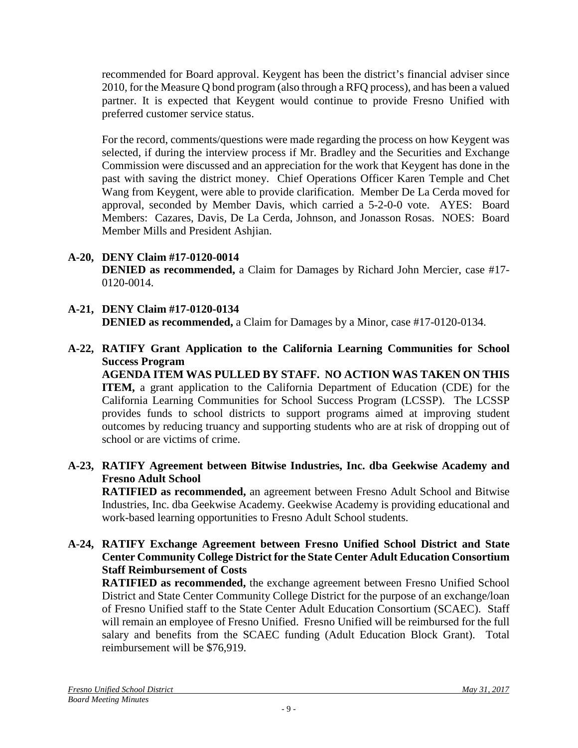recommended for Board approval. Keygent has been the district's financial adviser since 2010, for the Measure Q bond program (also through a RFQ process), and has been a valued partner. It is expected that Keygent would continue to provide Fresno Unified with preferred customer service status.

For the record, comments/questions were made regarding the process on how Keygent was selected, if during the interview process if Mr. Bradley and the Securities and Exchange Commission were discussed and an appreciation for the work that Keygent has done in the past with saving the district money. Chief Operations Officer Karen Temple and Chet Wang from Keygent, were able to provide clarification. Member De La Cerda moved for approval, seconded by Member Davis, which carried a 5-2-0-0 vote. AYES: Board Members: Cazares, Davis, De La Cerda, Johnson, and Jonasson Rosas. NOES: Board Member Mills and President Ashjian.

**A-20, DENY Claim #17-0120-0014**
**DENIED as recommended,** a Claim for Damages by Richard John Mercier, case #17-0120-0014.

**A-21, DENY Claim #17-0120-0134**
**DENIED as recommended,** a Claim for Damages by a Minor, case #17-0120-0134.

**A-22, RATIFY Grant Application to the California Learning Communities for School Success Program**
**AGENDA ITEM WAS PULLED BY STAFF. NO ACTION WAS TAKEN ON THIS ITEM,** a grant application to the California Department of Education (CDE) for the California Learning Communities for School Success Program (LCSSP). The LCSSP provides funds to school districts to support programs aimed at improving student outcomes by reducing truancy and supporting students who are at risk of dropping out of school or are victims of crime.

**A-23, RATIFY Agreement between Bitwise Industries, Inc. dba Geekwise Academy and Fresno Adult School**
**RATIFIED as recommended,** an agreement between Fresno Adult School and Bitwise Industries, Inc. dba Geekwise Academy. Geekwise Academy is providing educational and work-based learning opportunities to Fresno Adult School students.

**A-24, RATIFY Exchange Agreement between Fresno Unified School District and State Center Community College District for the State Center Adult Education Consortium Staff Reimbursement of Costs**
**RATIFIED as recommended,** the exchange agreement between Fresno Unified School District and State Center Community College District for the purpose of an exchange/loan of Fresno Unified staff to the State Center Adult Education Consortium (SCAEC). Staff will remain an employee of Fresno Unified. Fresno Unified will be reimbursed for the full salary and benefits from the SCAEC funding (Adult Education Block Grant). Total reimbursement will be $76,919.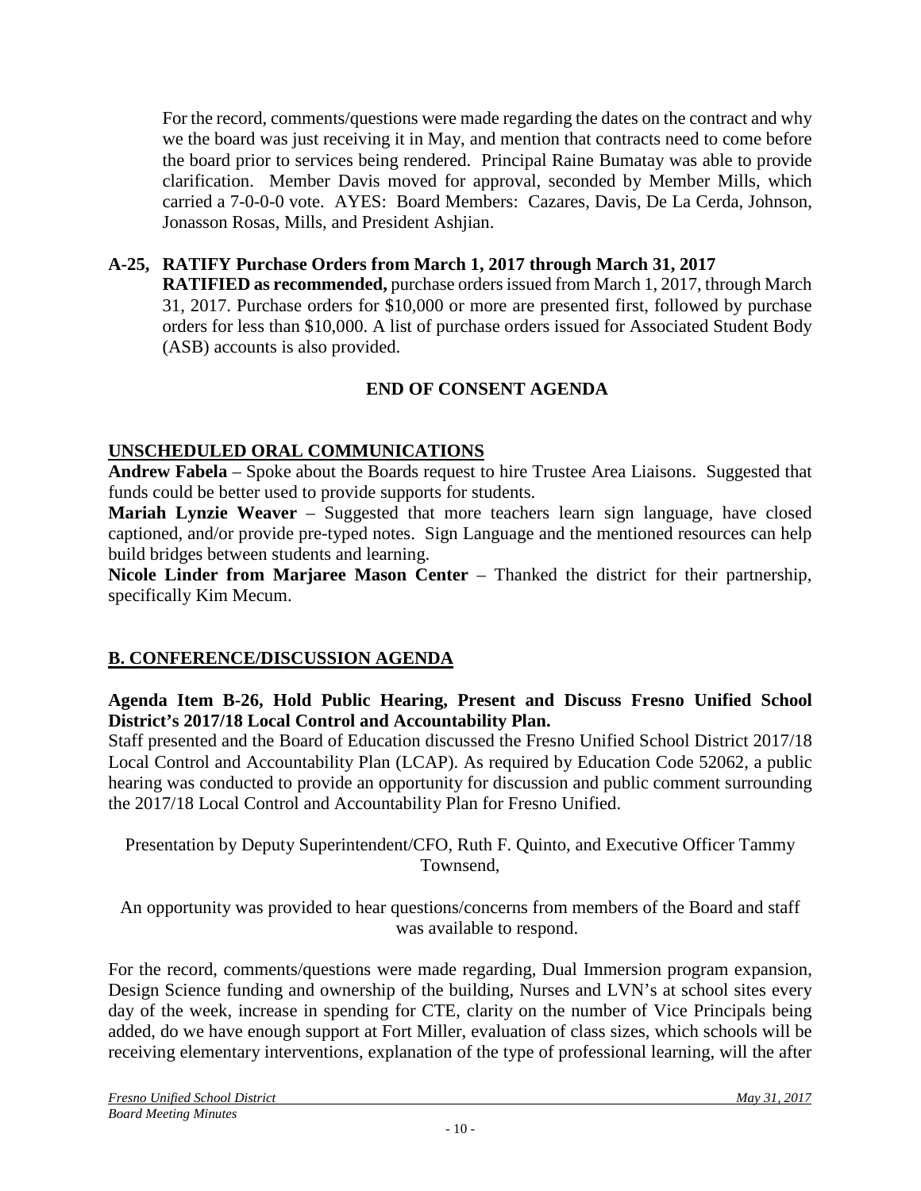For the record, comments/questions were made regarding the dates on the contract and why we the board was just receiving it in May, and mention that contracts need to come before the board prior to services being rendered. Principal Raine Bumatay was able to provide clarification. Member Davis moved for approval, seconded by Member Mills, which carried a 7-0-0-0 vote. AYES: Board Members: Cazares, Davis, De La Cerda, Johnson, Jonasson Rosas, Mills, and President Ashjian.

**A-25, RATIFY Purchase Orders from March 1, 2017 through March 31, 2017**
**RATIFIED as recommended,** purchase orders issued from March 1, 2017, through March 31, 2017. Purchase orders for $10,000 or more are presented first, followed by purchase orders for less than $10,000. A list of purchase orders issued for Associated Student Body (ASB) accounts is also provided.

**END OF CONSENT AGENDA**

## UNSCHEDULED ORAL COMMUNICATIONS

**Andrew Fabela** – Spoke about the Boards request to hire Trustee Area Liaisons. Suggested that funds could be better used to provide supports for students.

**Mariah Lynzie Weaver** – Suggested that more teachers learn sign language, have closed captioned, and/or provide pre-typed notes. Sign Language and the mentioned resources can help build bridges between students and learning.

**Nicole Linder from Marjaree Mason Center** – Thanked the district for their partnership, specifically Kim Mecum.

## B. CONFERENCE/DISCUSSION AGENDA

**Agenda Item B-26, Hold Public Hearing, Present and Discuss Fresno Unified School District's 2017/18 Local Control and Accountability Plan.**

Staff presented and the Board of Education discussed the Fresno Unified School District 2017/18 Local Control and Accountability Plan (LCAP). As required by Education Code 52062, a public hearing was conducted to provide an opportunity for discussion and public comment surrounding the 2017/18 Local Control and Accountability Plan for Fresno Unified.

Presentation by Deputy Superintendent/CFO, Ruth F. Quinto, and Executive Officer Tammy Townsend,

An opportunity was provided to hear questions/concerns from members of the Board and staff was available to respond.

For the record, comments/questions were made regarding, Dual Immersion program expansion, Design Science funding and ownership of the building, Nurses and LVN's at school sites every day of the week, increase in spending for CTE, clarity on the number of Vice Principals being added, do we have enough support at Fort Miller, evaluation of class sizes, which schools will be receiving elementary interventions, explanation of the type of professional learning, will the after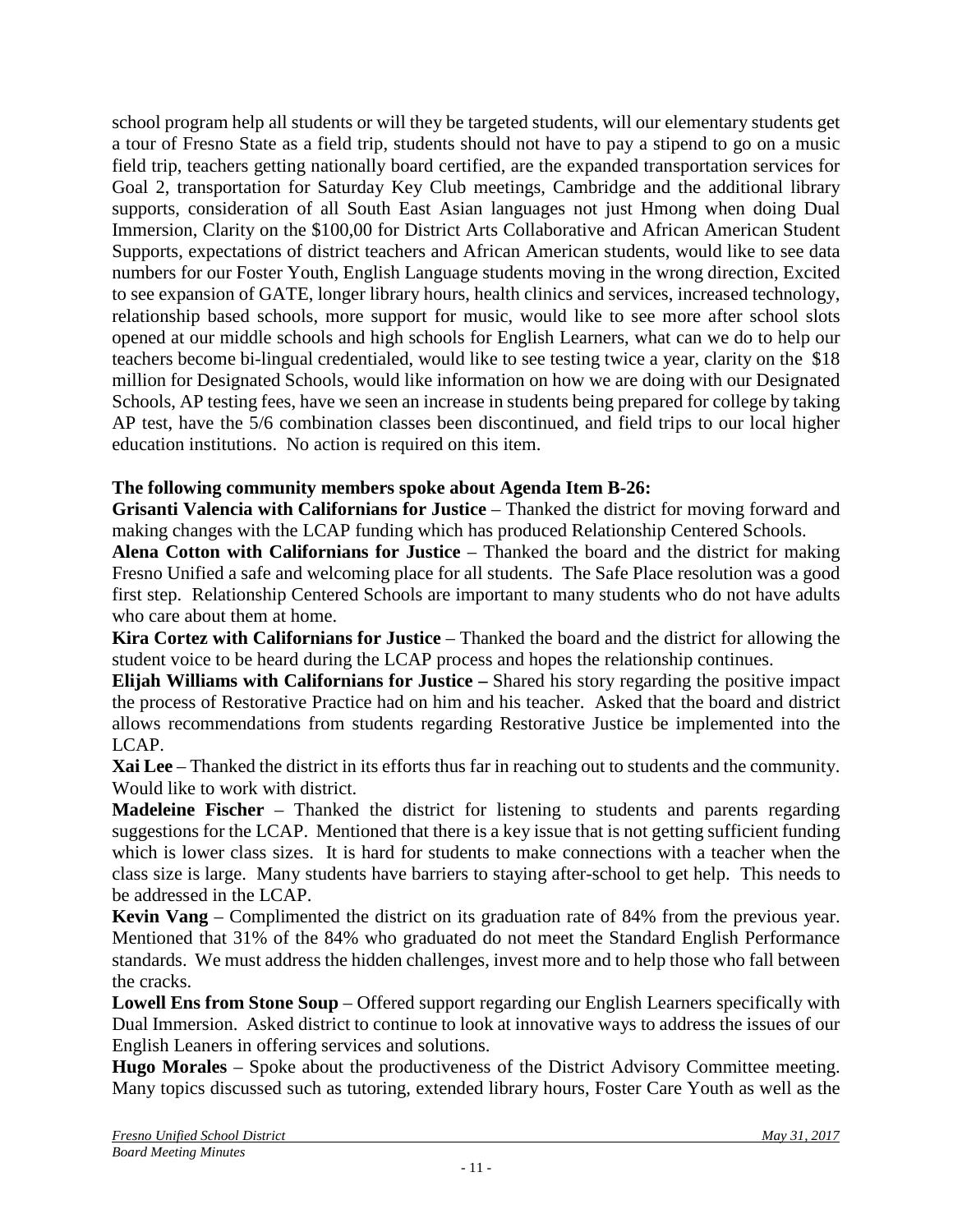school program help all students or will they be targeted students, will our elementary students get a tour of Fresno State as a field trip, students should not have to pay a stipend to go on a music field trip, teachers getting nationally board certified, are the expanded transportation services for Goal 2, transportation for Saturday Key Club meetings, Cambridge and the additional library supports, consideration of all South East Asian languages not just Hmong when doing Dual Immersion, Clarity on the $100,00 for District Arts Collaborative and African American Student Supports, expectations of district teachers and African American students, would like to see data numbers for our Foster Youth, English Language students moving in the wrong direction, Excited to see expansion of GATE, longer library hours, health clinics and services, increased technology, relationship based schools, more support for music, would like to see more after school slots opened at our middle schools and high schools for English Learners, what can we do to help our teachers become bi-lingual credentialed, would like to see testing twice a year, clarity on the $18 million for Designated Schools, would like information on how we are doing with our Designated Schools, AP testing fees, have we seen an increase in students being prepared for college by taking AP test, have the 5/6 combination classes been discontinued, and field trips to our local higher education institutions. No action is required on this item.

**The following community members spoke about Agenda Item B-26:**

**Grisanti Valencia with Californians for Justice** – Thanked the district for moving forward and making changes with the LCAP funding which has produced Relationship Centered Schools.

**Alena Cotton with Californians for Justice** – Thanked the board and the district for making Fresno Unified a safe and welcoming place for all students. The Safe Place resolution was a good first step. Relationship Centered Schools are important to many students who do not have adults who care about them at home.

**Kira Cortez with Californians for Justice** – Thanked the board and the district for allowing the student voice to be heard during the LCAP process and hopes the relationship continues.

**Elijah Williams with Californians for Justice –** Shared his story regarding the positive impact the process of Restorative Practice had on him and his teacher. Asked that the board and district allows recommendations from students regarding Restorative Justice be implemented into the LCAP.

**Xai Lee** – Thanked the district in its efforts thus far in reaching out to students and the community. Would like to work with district.

**Madeleine Fischer** – Thanked the district for listening to students and parents regarding suggestions for the LCAP. Mentioned that there is a key issue that is not getting sufficient funding which is lower class sizes. It is hard for students to make connections with a teacher when the class size is large. Many students have barriers to staying after-school to get help. This needs to be addressed in the LCAP.

**Kevin Vang** – Complimented the district on its graduation rate of 84% from the previous year. Mentioned that 31% of the 84% who graduated do not meet the Standard English Performance standards. We must address the hidden challenges, invest more and to help those who fall between the cracks.

**Lowell Ens from Stone Soup** – Offered support regarding our English Learners specifically with Dual Immersion. Asked district to continue to look at innovative ways to address the issues of our English Leaners in offering services and solutions.

**Hugo Morales** – Spoke about the productiveness of the District Advisory Committee meeting. Many topics discussed such as tutoring, extended library hours, Foster Care Youth as well as the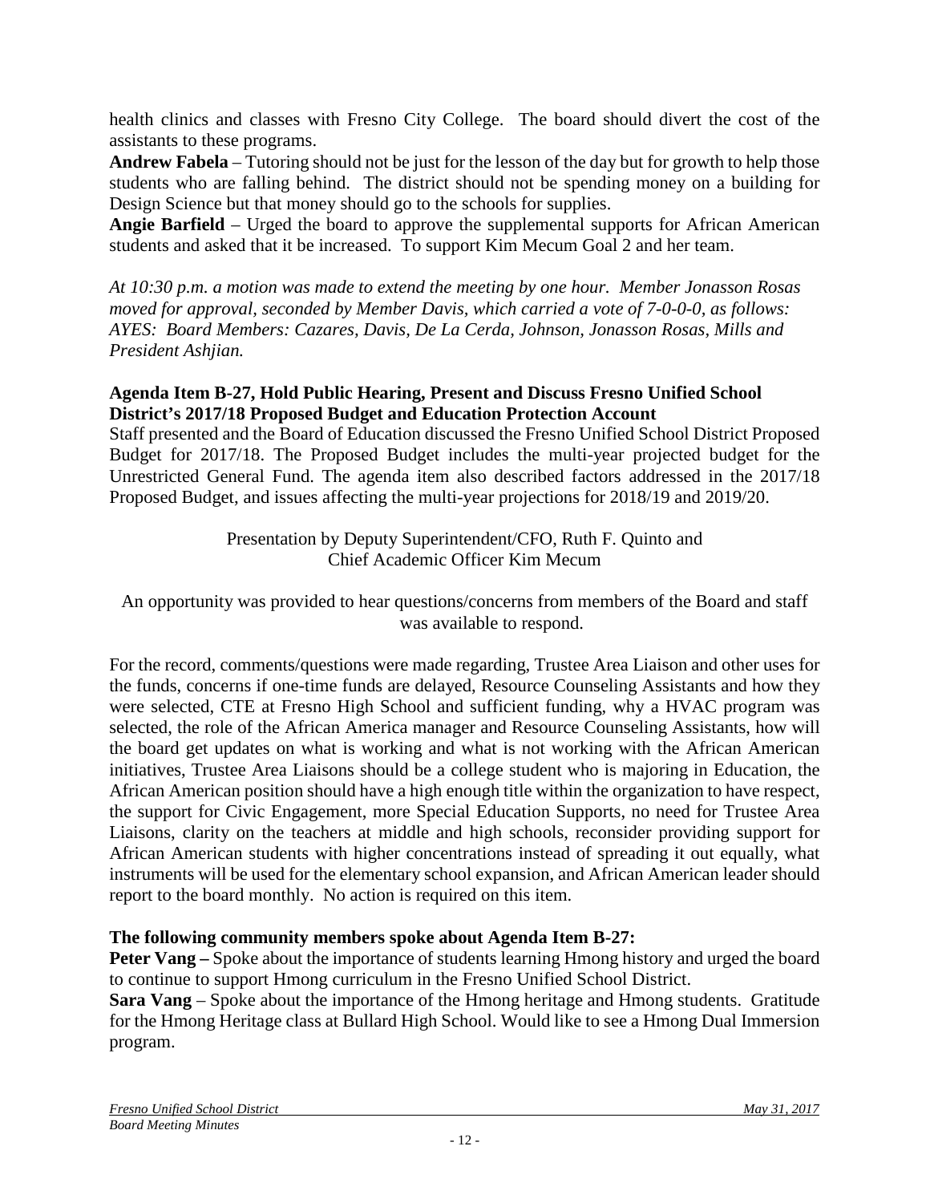health clinics and classes with Fresno City College. The board should divert the cost of the assistants to these programs.

**Andrew Fabela** – Tutoring should not be just for the lesson of the day but for growth to help those students who are falling behind. The district should not be spending money on a building for Design Science but that money should go to the schools for supplies.

**Angie Barfield** – Urged the board to approve the supplemental supports for African American students and asked that it be increased. To support Kim Mecum Goal 2 and her team.

*At 10:30 p.m. a motion was made to extend the meeting by one hour. Member Jonasson Rosas moved for approval, seconded by Member Davis, which carried a vote of 7-0-0-0, as follows: AYES: Board Members: Cazares, Davis, De La Cerda, Johnson, Jonasson Rosas, Mills and President Ashjian.*

**Agenda Item B-27, Hold Public Hearing, Present and Discuss Fresno Unified School District's 2017/18 Proposed Budget and Education Protection Account**

Staff presented and the Board of Education discussed the Fresno Unified School District Proposed Budget for 2017/18. The Proposed Budget includes the multi-year projected budget for the Unrestricted General Fund. The agenda item also described factors addressed in the 2017/18 Proposed Budget, and issues affecting the multi-year projections for 2018/19 and 2019/20.

Presentation by Deputy Superintendent/CFO, Ruth F. Quinto and Chief Academic Officer Kim Mecum

An opportunity was provided to hear questions/concerns from members of the Board and staff was available to respond.

For the record, comments/questions were made regarding, Trustee Area Liaison and other uses for the funds, concerns if one-time funds are delayed, Resource Counseling Assistants and how they were selected, CTE at Fresno High School and sufficient funding, why a HVAC program was selected, the role of the African America manager and Resource Counseling Assistants, how will the board get updates on what is working and what is not working with the African American initiatives, Trustee Area Liaisons should be a college student who is majoring in Education, the African American position should have a high enough title within the organization to have respect, the support for Civic Engagement, more Special Education Supports, no need for Trustee Area Liaisons, clarity on the teachers at middle and high schools, reconsider providing support for African American students with higher concentrations instead of spreading it out equally, what instruments will be used for the elementary school expansion, and African American leader should report to the board monthly. No action is required on this item.

**The following community members spoke about Agenda Item B-27:**

**Peter Vang –** Spoke about the importance of students learning Hmong history and urged the board to continue to support Hmong curriculum in the Fresno Unified School District.

**Sara Vang** – Spoke about the importance of the Hmong heritage and Hmong students. Gratitude for the Hmong Heritage class at Bullard High School. Would like to see a Hmong Dual Immersion program.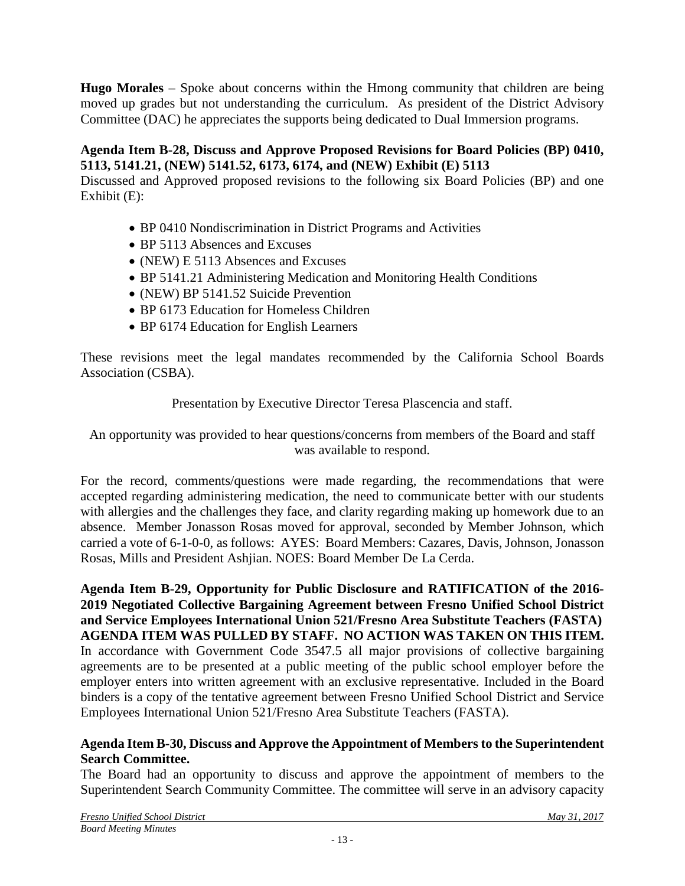**Hugo Morales** – Spoke about concerns within the Hmong community that children are being moved up grades but not understanding the curriculum. As president of the District Advisory Committee (DAC) he appreciates the supports being dedicated to Dual Immersion programs.

**Agenda Item B-28, Discuss and Approve Proposed Revisions for Board Policies (BP) 0410, 5113, 5141.21, (NEW) 5141.52, 6173, 6174, and (NEW) Exhibit (E) 5113**

Discussed and Approved proposed revisions to the following six Board Policies (BP) and one Exhibit (E):

- BP 0410 Nondiscrimination in District Programs and Activities
- BP 5113 Absences and Excuses
- (NEW) E 5113 Absences and Excuses
- BP 5141.21 Administering Medication and Monitoring Health Conditions
- (NEW) BP 5141.52 Suicide Prevention
- BP 6173 Education for Homeless Children
- BP 6174 Education for English Learners

These revisions meet the legal mandates recommended by the California School Boards Association (CSBA).

Presentation by Executive Director Teresa Plascencia and staff.

An opportunity was provided to hear questions/concerns from members of the Board and staff was available to respond.

For the record, comments/questions were made regarding, the recommendations that were accepted regarding administering medication, the need to communicate better with our students with allergies and the challenges they face, and clarity regarding making up homework due to an absence. Member Jonasson Rosas moved for approval, seconded by Member Johnson, which carried a vote of 6-1-0-0, as follows: AYES: Board Members: Cazares, Davis, Johnson, Jonasson Rosas, Mills and President Ashjian. NOES: Board Member De La Cerda.

**Agenda Item B-29, Opportunity for Public Disclosure and RATIFICATION of the 2016-2019 Negotiated Collective Bargaining Agreement between Fresno Unified School District and Service Employees International Union 521/Fresno Area Substitute Teachers (FASTA) AGENDA ITEM WAS PULLED BY STAFF. NO ACTION WAS TAKEN ON THIS ITEM.**

In accordance with Government Code 3547.5 all major provisions of collective bargaining agreements are to be presented at a public meeting of the public school employer before the employer enters into written agreement with an exclusive representative. Included in the Board binders is a copy of the tentative agreement between Fresno Unified School District and Service Employees International Union 521/Fresno Area Substitute Teachers (FASTA).

**Agenda Item B-30, Discuss and Approve the Appointment of Members to the Superintendent Search Committee.**

The Board had an opportunity to discuss and approve the appointment of members to the Superintendent Search Community Committee. The committee will serve in an advisory capacity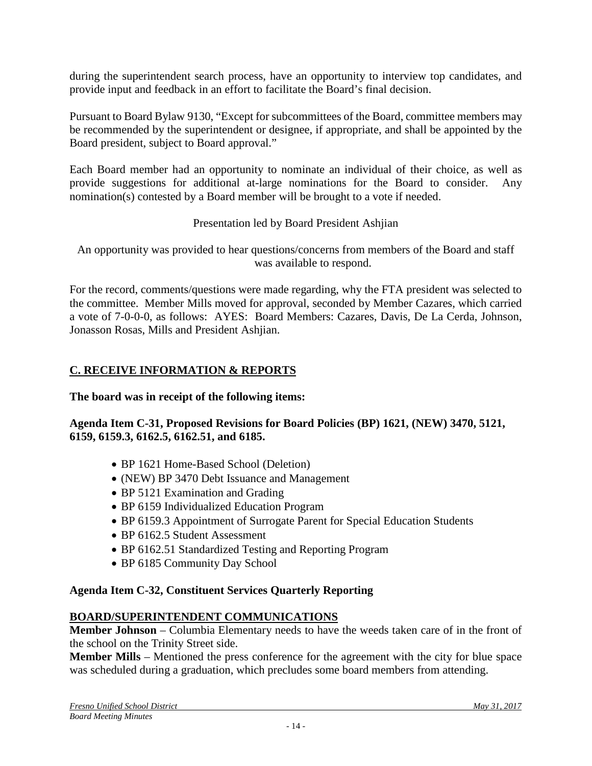during the superintendent search process, have an opportunity to interview top candidates, and provide input and feedback in an effort to facilitate the Board's final decision.

Pursuant to Board Bylaw 9130, "Except for subcommittees of the Board, committee members may be recommended by the superintendent or designee, if appropriate, and shall be appointed by the Board president, subject to Board approval."

Each Board member had an opportunity to nominate an individual of their choice, as well as provide suggestions for additional at-large nominations for the Board to consider. Any nomination(s) contested by a Board member will be brought to a vote if needed.

Presentation led by Board President Ashjian

An opportunity was provided to hear questions/concerns from members of the Board and staff was available to respond.

For the record, comments/questions were made regarding, why the FTA president was selected to the committee. Member Mills moved for approval, seconded by Member Cazares, which carried a vote of 7-0-0-0, as follows: AYES: Board Members: Cazares, Davis, De La Cerda, Johnson, Jonasson Rosas, Mills and President Ashjian.

## C. RECEIVE INFORMATION & REPORTS

**The board was in receipt of the following items:**

**Agenda Item C-31, Proposed Revisions for Board Policies (BP) 1621, (NEW) 3470, 5121, 6159, 6159.3, 6162.5, 6162.51, and 6185.**

- BP 1621 Home-Based School (Deletion)
- (NEW) BP 3470 Debt Issuance and Management
- BP 5121 Examination and Grading
- BP 6159 Individualized Education Program
- BP 6159.3 Appointment of Surrogate Parent for Special Education Students
- BP 6162.5 Student Assessment
- BP 6162.51 Standardized Testing and Reporting Program
- BP 6185 Community Day School

**Agenda Item C-32, Constituent Services Quarterly Reporting**

## BOARD/SUPERINTENDENT COMMUNICATIONS

**Member Johnson** – Columbia Elementary needs to have the weeds taken care of in the front of the school on the Trinity Street side.

**Member Mills** – Mentioned the press conference for the agreement with the city for blue space was scheduled during a graduation, which precludes some board members from attending.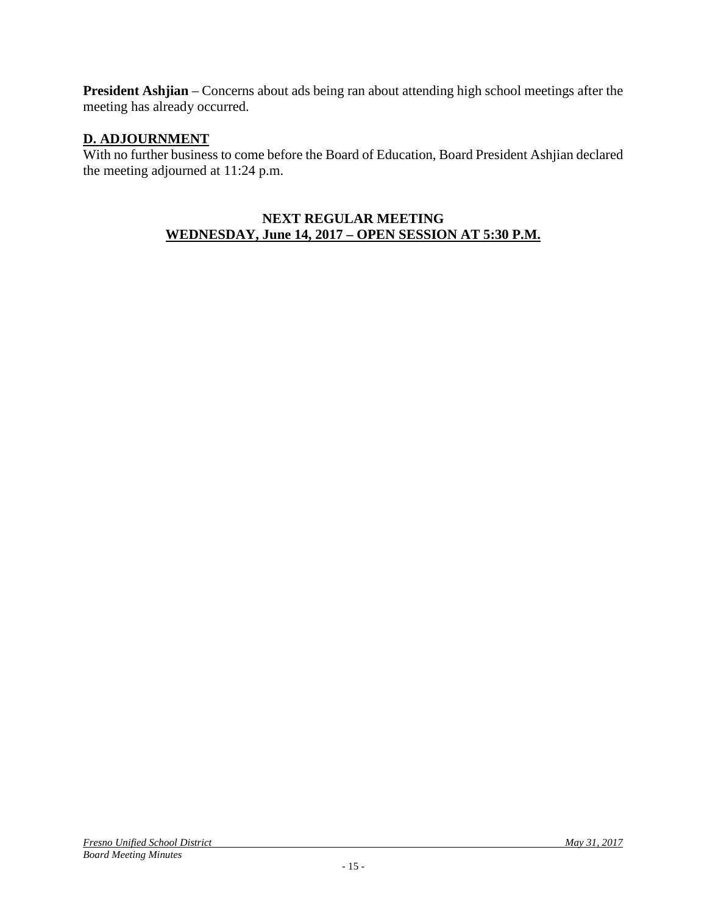**President Ashjian** – Concerns about ads being ran about attending high school meetings after the meeting has already occurred.

## D. ADJOURNMENT

With no further business to come before the Board of Education, Board President Ashjian declared the meeting adjourned at 11:24 p.m.

**NEXT REGULAR MEETING**
**WEDNESDAY, June 14, 2017 – OPEN SESSION AT 5:30 P.M.**